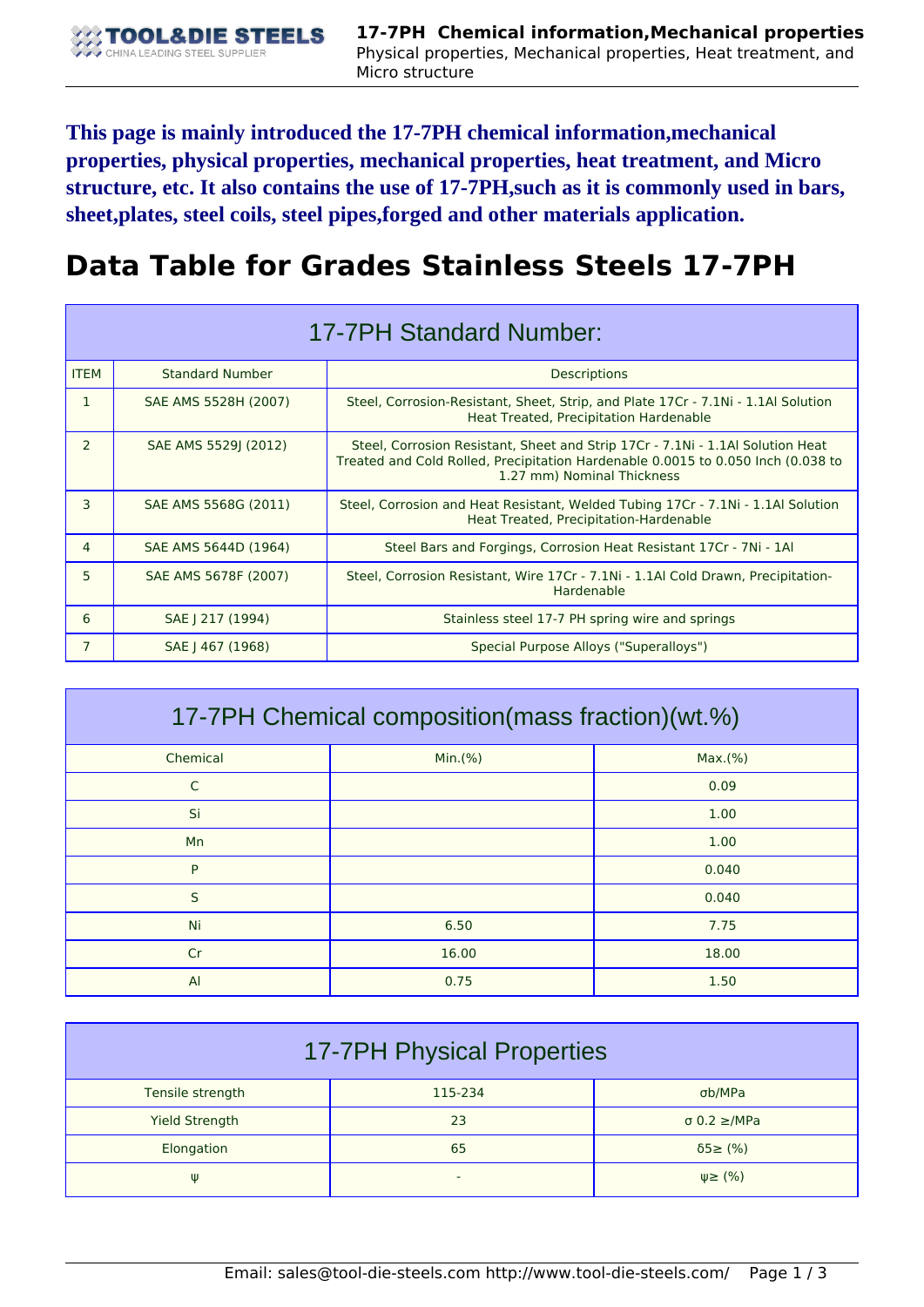**This page is mainly introduced the 17-7PH chemical information,mechanical properties, physical properties, mechanical properties, heat treatment, and Micro structure, etc. It also contains the use of 17-7PH,such as it is commonly used in bars, sheet,plates, steel coils, steel pipes,forged and other materials application.**

# Data Table for Grades Stainless Steels 17-7PH

| 17-7PH Standard Number: | | |
|---|---|---|
| ITEM | Standard Number | Descriptions |
| 1 | SAE AMS 5528H (2007) | Steel, Corrosion-Resistant, Sheet, Strip, and Plate 17Cr - 7.1Ni - 1.1Al Solution Heat Treated, Precipitation Hardenable |
| 2 | SAE AMS 5529J (2012) | Steel, Corrosion Resistant, Sheet and Strip 17Cr - 7.1Ni - 1.1Al Solution Heat Treated and Cold Rolled, Precipitation Hardenable 0.0015 to 0.050 Inch (0.038 to 1.27 mm) Nominal Thickness |
| 3 | SAE AMS 5568G (2011) | Steel, Corrosion and Heat Resistant, Welded Tubing 17Cr - 7.1Ni - 1.1Al Solution Heat Treated, Precipitation-Hardenable |
| 4 | SAE AMS 5644D (1964) | Steel Bars and Forgings, Corrosion Heat Resistant 17Cr - 7Ni - 1Al |
| 5 | SAE AMS 5678F (2007) | Steel, Corrosion Resistant, Wire 17Cr - 7.1Ni - 1.1Al Cold Drawn, Precipitation-Hardenable |
| 6 | SAE J 217 (1994) | Stainless steel 17-7 PH spring wire and springs |
| 7 | SAE J 467 (1968) | Special Purpose Alloys ("Superalloys") |

| 17-7PH Chemical composition(mass fraction)(wt.%) | | |
|---|---|---|
| Chemical | Min.(%) | Max.(%) |
| C | | 0.09 |
| Si | | 1.00 |
| Mn | | 1.00 |
| P | | 0.040 |
| S | | 0.040 |
| Ni | 6.50 | 7.75 |
| Cr | 16.00 | 18.00 |
| Al | 0.75 | 1.50 |

| 17-7PH Physical Properties | | |
|---|---|---|
| Tensile strength | 115-234 | σb/MPa |
| Yield Strength | 23 | σ 0.2 ≥/MPa |
| Elongation | 65 | δ5≥ (%) |
| ψ | - | ψ≥ (%) |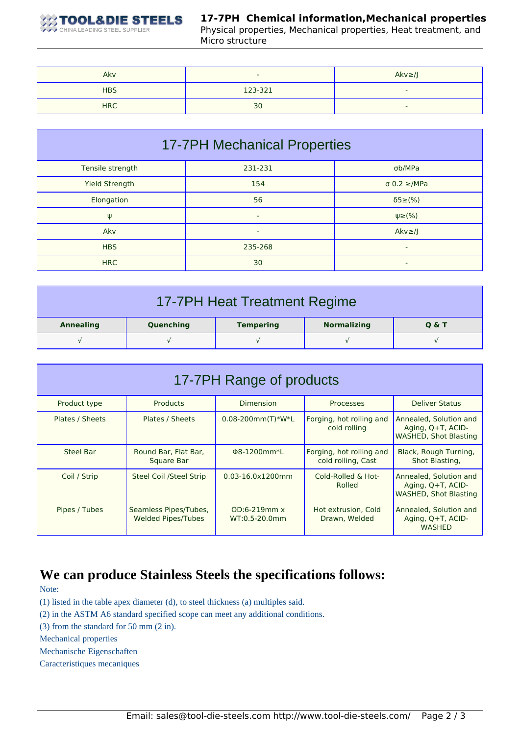| Akv | - | Akv≥/J |
|---|---|---|
| HBS | 123-321 | - |
| HRC | 30 | - |

## 17-7PH Mechanical Properties

| Tensile strength | 231-231 | σb/MPa |
|---|---|---|
| Yield Strength | 154 | σ 0.2 ≥/MPa |
| Elongation | 56 | δ5≥(%) |
| ψ | - | ψ≥(%) |
| Akv | - | Akv≥/J |
| HBS | 235-268 | - |
| HRC | 30 | - |

## 17-7PH Heat Treatment Regime

| Annealing | Quenching | Tempering | Normalizing | Q & T |
|---|---|---|---|---|
| √ | √ | √ | √ | √ |

## 17-7PH Range of products

| Product type | Products | Dimension | Processes | Deliver Status |
|---|---|---|---|---|
| Plates / Sheets | Plates / Sheets | 0.08-200mm(T)*W*L | Forging, hot rolling and cold rolling | Annealed, Solution and Aging, Q+T, ACID-WASHED, Shot Blasting |
| Steel Bar | Round Bar, Flat Bar, Square Bar | Φ8-1200mm*L | Forging, hot rolling and cold rolling, Cast | Black, Rough Turning, Shot Blasting, |
| Coil / Strip | Steel Coil /Steel Strip | 0.03-16.0x1200mm | Cold-Rolled & Hot-Rolled | Annealed, Solution and Aging, Q+T, ACID-WASHED, Shot Blasting |
| Pipes / Tubes | Seamless Pipes/Tubes, Welded Pipes/Tubes | OD:6-219mm x WT:0.5-20.0mm | Hot extrusion, Cold Drawn, Welded | Annealed, Solution and Aging, Q+T, ACID-WASHED |

# We can produce Stainless Steels the specifications follows:

Note:

(1) listed in the table apex diameter (d), to steel thickness (a) multiples said.

(2) in the ASTM A6 standard specified scope can meet any additional conditions.

(3) from the standard for 50 mm (2 in).

Mechanical properties

Mechanische Eigenschaften

Caracteristiques mecaniques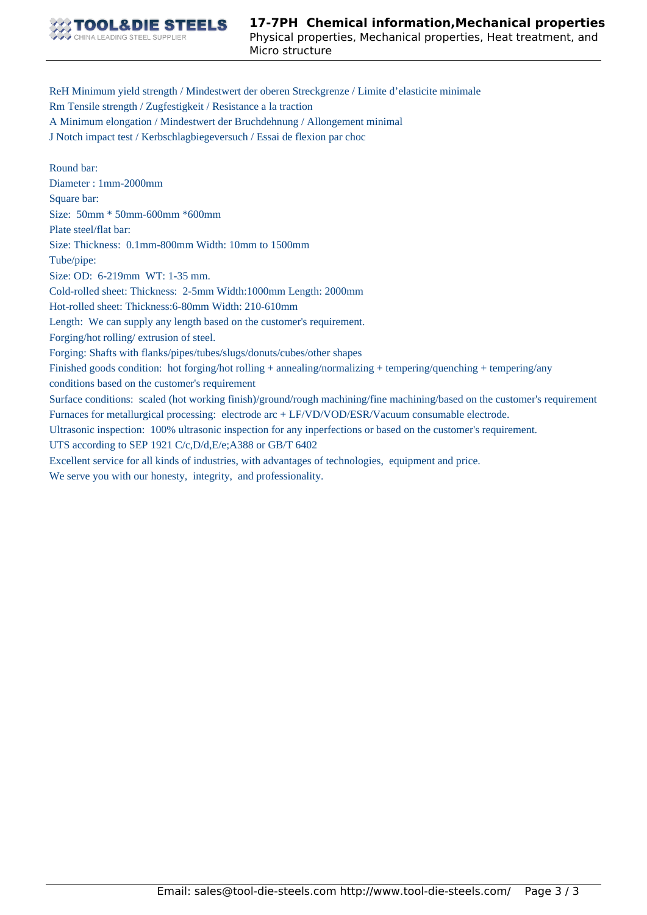ReH Minimum yield strength / Mindestwert der oberen Streckgrenze / Limite d'elasticite minimale
Rm Tensile strength / Zugfestigkeit / Resistance a la traction
A Minimum elongation / Mindestwert der Bruchdehnung / Allongement minimal
J Notch impact test / Kerbschlagbiegeversuch / Essai de flexion par choc

Round bar:
Diameter : 1mm-2000mm
Square bar:
Size: 50mm * 50mm-600mm *600mm
Plate steel/flat bar:
Size: Thickness: 0.1mm-800mm Width: 10mm to 1500mm
Tube/pipe:
Size: OD: 6-219mm WT: 1-35 mm.
Cold-rolled sheet: Thickness: 2-5mm Width:1000mm Length: 2000mm
Hot-rolled sheet: Thickness:6-80mm Width: 210-610mm
Length: We can supply any length based on the customer's requirement.
Forging/hot rolling/ extrusion of steel.
Forging: Shafts with flanks/pipes/tubes/slugs/donuts/cubes/other shapes
Finished goods condition: hot forging/hot rolling + annealing/normalizing + tempering/quenching + tempering/any conditions based on the customer's requirement
Surface conditions: scaled (hot working finish)/ground/rough machining/fine machining/based on the customer's requirement
Furnaces for metallurgical processing: electrode arc + LF/VD/VOD/ESR/Vacuum consumable electrode.
Ultrasonic inspection: 100% ultrasonic inspection for any inperfections or based on the customer's requirement.
UTS according to SEP 1921 C/c,D/d,E/e;A388 or GB/T 6402
Excellent service for all kinds of industries, with advantages of technologies, equipment and price.
We serve you with our honesty, integrity, and professionality.